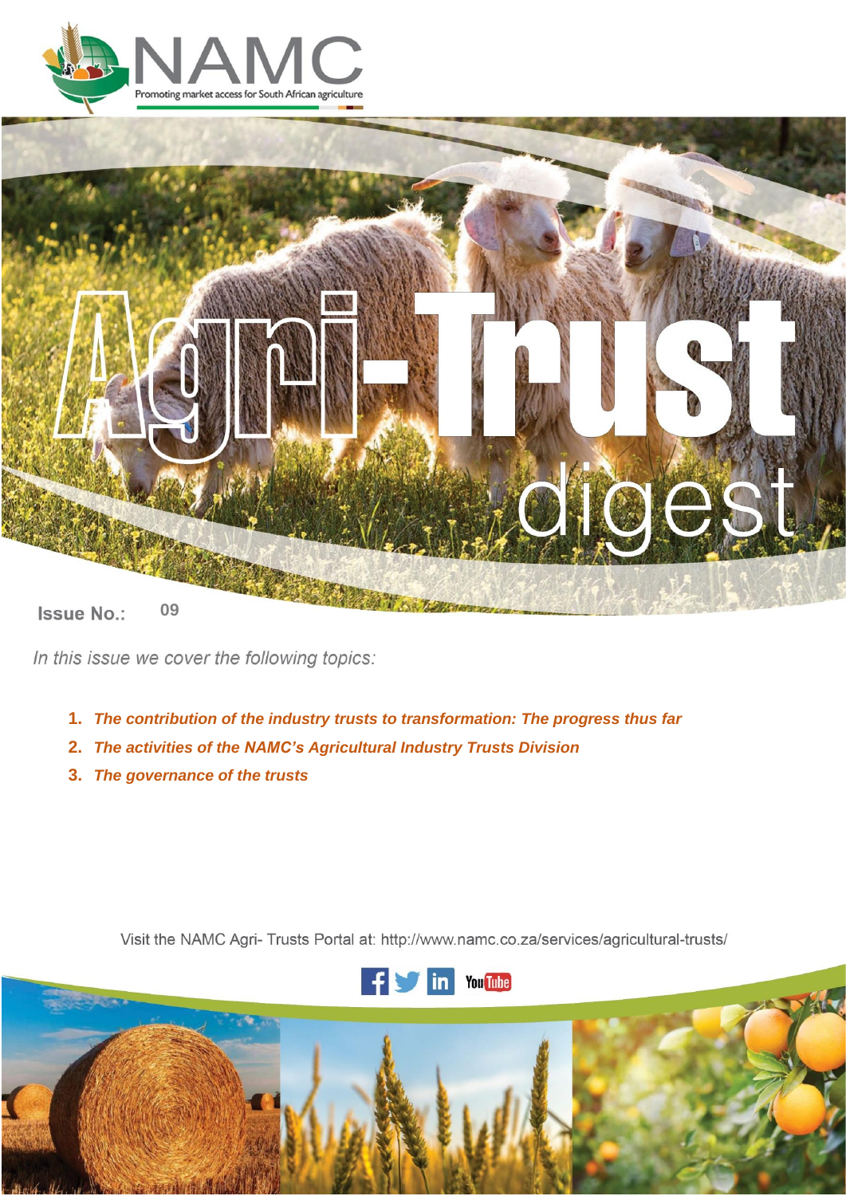# NAMC

Promoting market access for South African agriculture

# Agri-Trust digest

**Issue No.:** 09

*In this issue we cover the following topics:*

1. ***The contribution of the industry trusts to transformation: The progress thus far***
2. ***The activities of the NAMC's Agricultural Industry Trusts Division***
3. ***The governance of the trusts***

Visit the NAMC Agri- Trusts Portal at: http://www.namc.co.za/services/agricultural-trusts/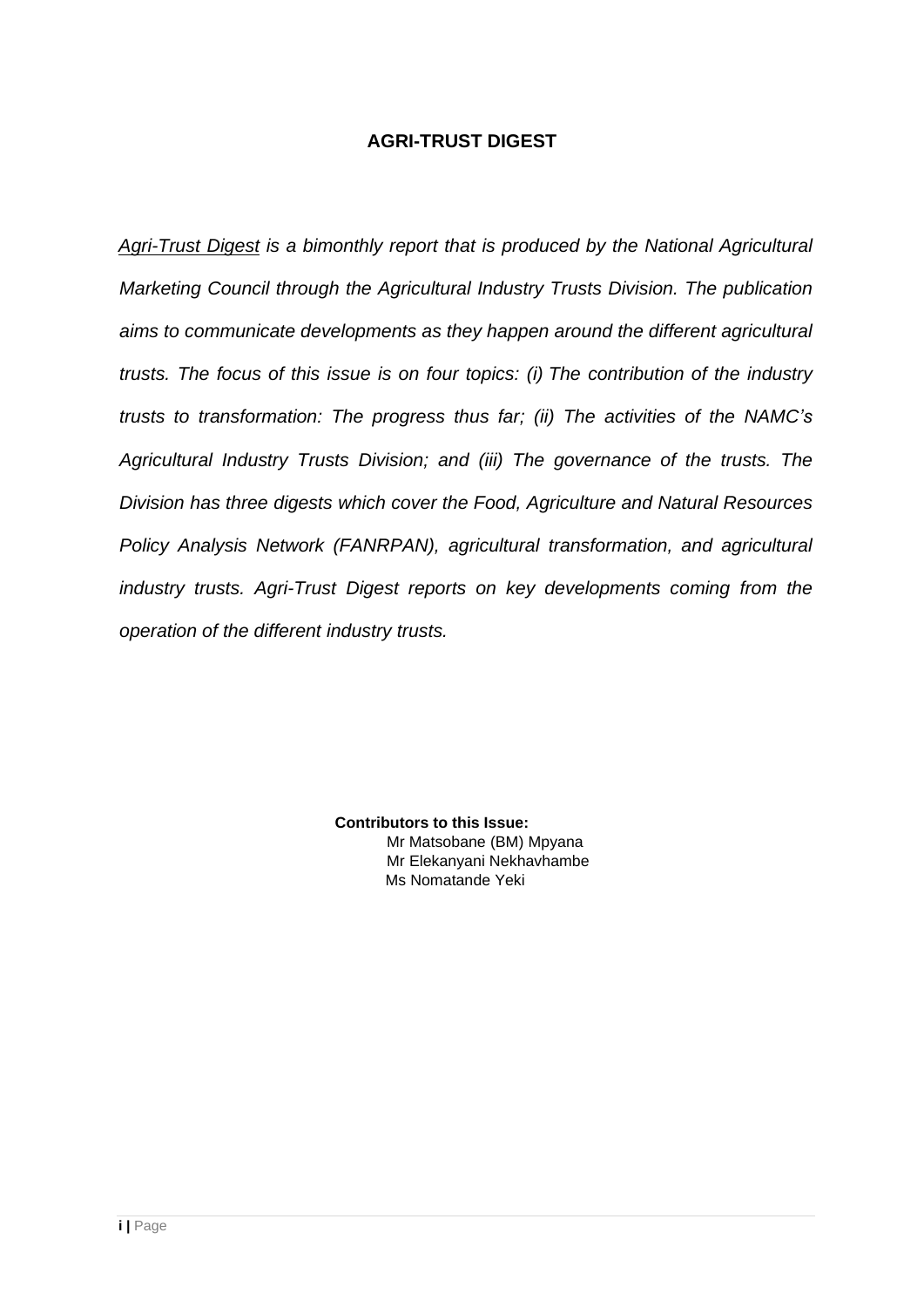# AGRI-TRUST DIGEST

*Agri-Trust Digest is a bimonthly report that is produced by the National Agricultural Marketing Council through the Agricultural Industry Trusts Division. The publication aims to communicate developments as they happen around the different agricultural trusts. The focus of this issue is on four topics: (i) The contribution of the industry trusts to transformation: The progress thus far; (ii) The activities of the NAMC's Agricultural Industry Trusts Division; and (iii) The governance of the trusts. The Division has three digests which cover the Food, Agriculture and Natural Resources Policy Analysis Network (FANRPAN), agricultural transformation, and agricultural industry trusts. Agri-Trust Digest reports on key developments coming from the operation of the different industry trusts.*

**Contributors to this Issue:**

Mr Matsobane (BM) Mpyana
Mr Elekanyani Nekhavhambe
Ms Nomatande Yeki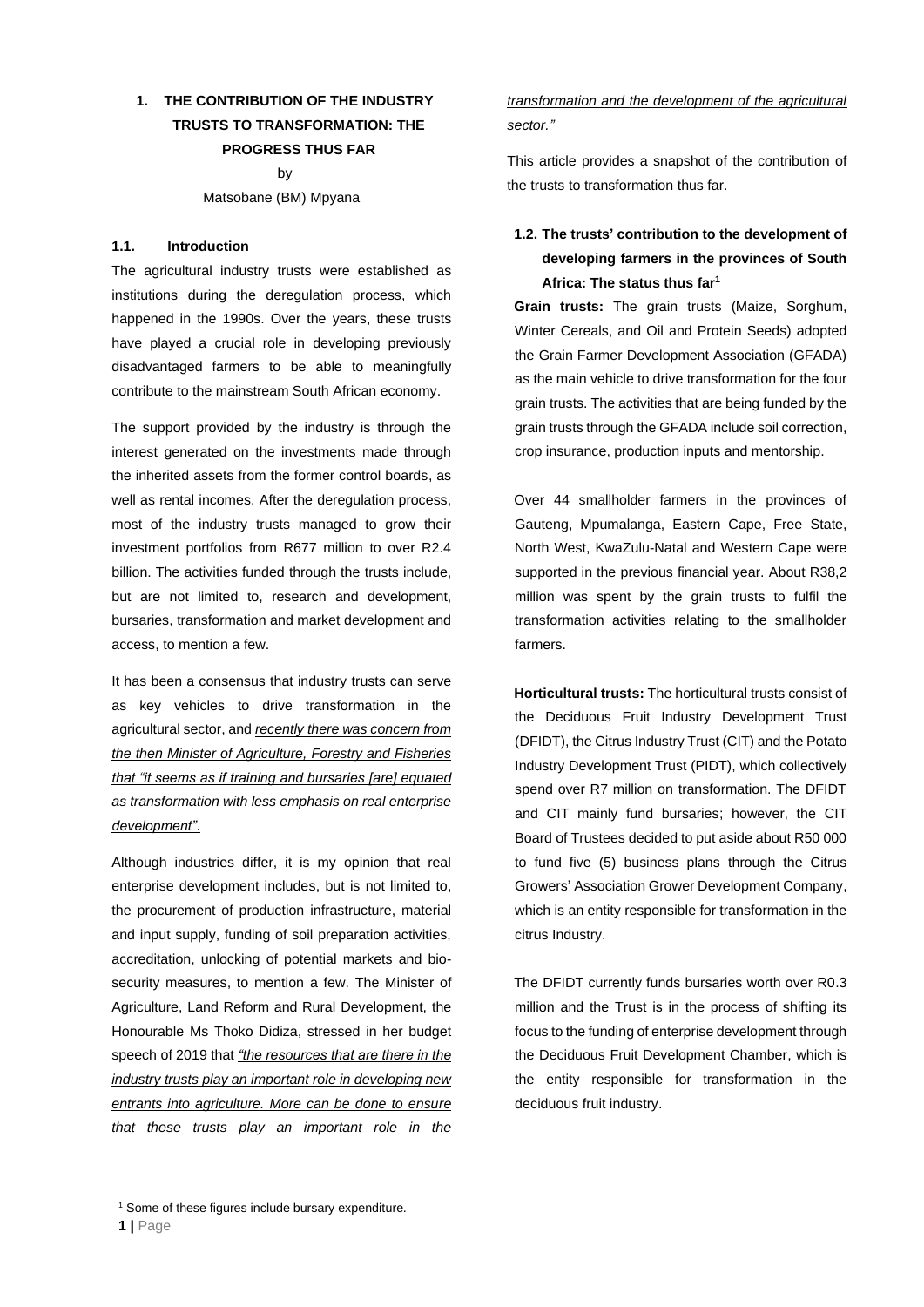# 1. THE CONTRIBUTION OF THE INDUSTRY TRUSTS TO TRANSFORMATION: THE PROGRESS THUS FAR

by

Matsobane (BM) Mpyana

## 1.1. Introduction

The agricultural industry trusts were established as institutions during the deregulation process, which happened in the 1990s. Over the years, these trusts have played a crucial role in developing previously disadvantaged farmers to be able to meaningfully contribute to the mainstream South African economy.

The support provided by the industry is through the interest generated on the investments made through the inherited assets from the former control boards, as well as rental incomes. After the deregulation process, most of the industry trusts managed to grow their investment portfolios from R677 million to over R2.4 billion. The activities funded through the trusts include, but are not limited to, research and development, bursaries, transformation and market development and access, to mention a few.

It has been a consensus that industry trusts can serve as key vehicles to drive transformation in the agricultural sector, and *recently there was concern from the then Minister of Agriculture, Forestry and Fisheries that "it seems as if training and bursaries [are] equated as transformation with less emphasis on real enterprise development".*

Although industries differ, it is my opinion that real enterprise development includes, but is not limited to, the procurement of production infrastructure, material and input supply, funding of soil preparation activities, accreditation, unlocking of potential markets and bio-security measures, to mention a few. The Minister of Agriculture, Land Reform and Rural Development, the Honourable Ms Thoko Didiza, stressed in her budget speech of 2019 that *"the resources that are there in the industry trusts play an important role in developing new entrants into agriculture. More can be done to ensure that these trusts play an important role in the transformation and the development of the agricultural sector."*

This article provides a snapshot of the contribution of the trusts to transformation thus far.

## 1.2. The trusts' contribution to the development of developing farmers in the provinces of South Africa: The status thus far[1]

**Grain trusts:** The grain trusts (Maize, Sorghum, Winter Cereals, and Oil and Protein Seeds) adopted the Grain Farmer Development Association (GFADA) as the main vehicle to drive transformation for the four grain trusts. The activities that are being funded by the grain trusts through the GFADA include soil correction, crop insurance, production inputs and mentorship.

Over 44 smallholder farmers in the provinces of Gauteng, Mpumalanga, Eastern Cape, Free State, North West, KwaZulu-Natal and Western Cape were supported in the previous financial year. About R38,2 million was spent by the grain trusts to fulfil the transformation activities relating to the smallholder farmers.

**Horticultural trusts:** The horticultural trusts consist of the Deciduous Fruit Industry Development Trust (DFIDT), the Citrus Industry Trust (CIT) and the Potato Industry Development Trust (PIDT), which collectively spend over R7 million on transformation. The DFIDT and CIT mainly fund bursaries; however, the CIT Board of Trustees decided to put aside about R50 000 to fund five (5) business plans through the Citrus Growers' Association Grower Development Company, which is an entity responsible for transformation in the citrus Industry.

The DFIDT currently funds bursaries worth over R0.3 million and the Trust is in the process of shifting its focus to the funding of enterprise development through the Deciduous Fruit Development Chamber, which is the entity responsible for transformation in the deciduous fruit industry.

[1] Some of these figures include bursary expenditure.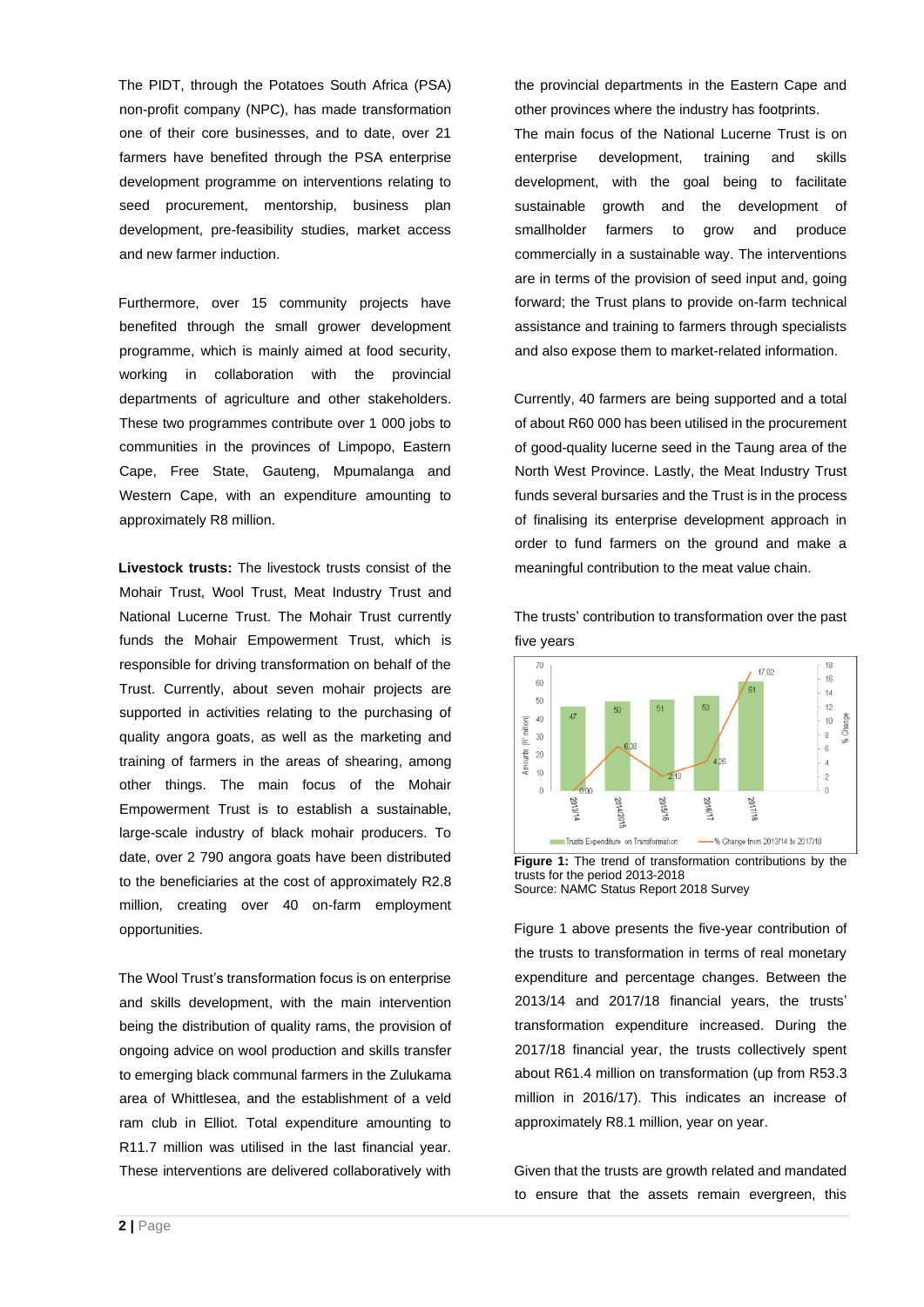The PIDT, through the Potatoes South Africa (PSA) non-profit company (NPC), has made transformation one of their core businesses, and to date, over 21 farmers have benefited through the PSA enterprise development programme on interventions relating to seed procurement, mentorship, business plan development, pre-feasibility studies, market access and new farmer induction.

Furthermore, over 15 community projects have benefited through the small grower development programme, which is mainly aimed at food security, working in collaboration with the provincial departments of agriculture and other stakeholders. These two programmes contribute over 1 000 jobs to communities in the provinces of Limpopo, Eastern Cape, Free State, Gauteng, Mpumalanga and Western Cape, with an expenditure amounting to approximately R8 million.

**Livestock trusts:** The livestock trusts consist of the Mohair Trust, Wool Trust, Meat Industry Trust and National Lucerne Trust. The Mohair Trust currently funds the Mohair Empowerment Trust, which is responsible for driving transformation on behalf of the Trust. Currently, about seven mohair projects are supported in activities relating to the purchasing of quality angora goats, as well as the marketing and training of farmers in the areas of shearing, among other things. The main focus of the Mohair Empowerment Trust is to establish a sustainable, large-scale industry of black mohair producers. To date, over 2 790 angora goats have been distributed to the beneficiaries at the cost of approximately R2.8 million, creating over 40 on-farm employment opportunities.

The Wool Trust's transformation focus is on enterprise and skills development, with the main intervention being the distribution of quality rams, the provision of ongoing advice on wool production and skills transfer to emerging black communal farmers in the Zulukama area of Whittlesea, and the establishment of a veld ram club in Elliot. Total expenditure amounting to R11.7 million was utilised in the last financial year. These interventions are delivered collaboratively with the provincial departments in the Eastern Cape and other provinces where the industry has footprints.

The main focus of the National Lucerne Trust is on enterprise development, training and skills development, with the goal being to facilitate sustainable growth and the development of smallholder farmers to grow and produce commercially in a sustainable way. The interventions are in terms of the provision of seed input and, going forward; the Trust plans to provide on-farm technical assistance and training to farmers through specialists and also expose them to market-related information.

Currently, 40 farmers are being supported and a total of about R60 000 has been utilised in the procurement of good-quality lucerne seed in the Taung area of the North West Province. Lastly, the Meat Industry Trust funds several bursaries and the Trust is in the process of finalising its enterprise development approach in order to fund farmers on the ground and make a meaningful contribution to the meat value chain.

The trusts' contribution to transformation over the past five years

| Year | Trusts Expenditure on Transformation (R' million) | % Change from 2013/14 to 2017/18 |
|---|---|---|
| 2013/14 | 47 | 0.00 |
| 2014/2015 | 50 | 6.38 |
| 2015/16 | 51 | 2.13 |
| 2016/17 | 53 | 4.26 |
| 2017/18 | 61 | 17.02 |

**Figure 1:** The trend of transformation contributions by the trusts for the period 2013-2018
Source: NAMC Status Report 2018 Survey

Figure 1 above presents the five-year contribution of the trusts to transformation in terms of real monetary expenditure and percentage changes. Between the 2013/14 and 2017/18 financial years, the trusts' transformation expenditure increased. During the 2017/18 financial year, the trusts collectively spent about R61.4 million on transformation (up from R53.3 million in 2016/17). This indicates an increase of approximately R8.1 million, year on year.

Given that the trusts are growth related and mandated to ensure that the assets remain evergreen, this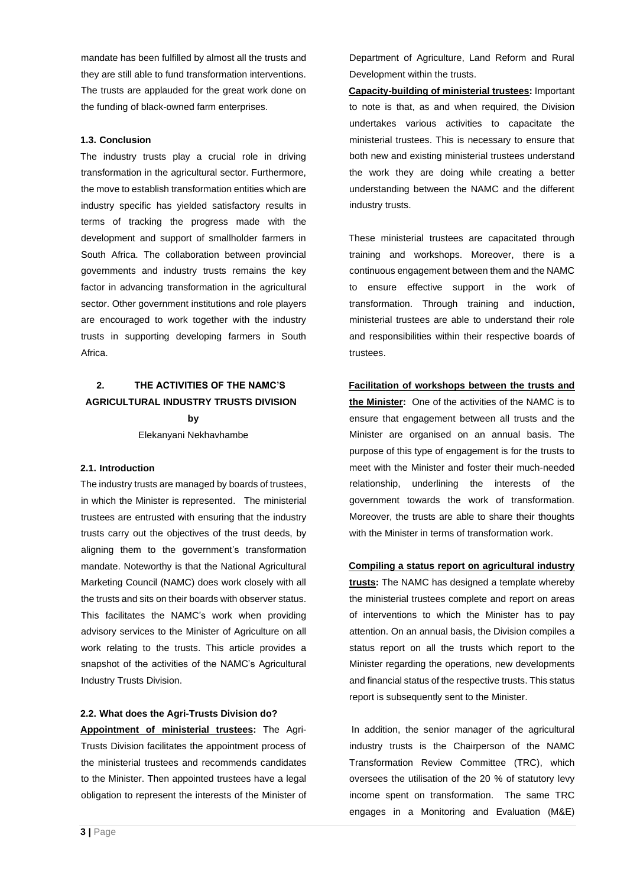mandate has been fulfilled by almost all the trusts and they are still able to fund transformation interventions. The trusts are applauded for the great work done on the funding of black-owned farm enterprises.

### 1.3. Conclusion

The industry trusts play a crucial role in driving transformation in the agricultural sector. Furthermore, the move to establish transformation entities which are industry specific has yielded satisfactory results in terms of tracking the progress made with the development and support of smallholder farmers in South Africa. The collaboration between provincial governments and industry trusts remains the key factor in advancing transformation in the agricultural sector. Other government institutions and role players are encouraged to work together with the industry trusts in supporting developing farmers in South Africa.

## 2. THE ACTIVITIES OF THE NAMC'S AGRICULTURAL INDUSTRY TRUSTS DIVISION

**by**

Elekanyani Nekhavhambe

### 2.1. Introduction

The industry trusts are managed by boards of trustees, in which the Minister is represented. The ministerial trustees are entrusted with ensuring that the industry trusts carry out the objectives of the trust deeds, by aligning them to the government's transformation mandate. Noteworthy is that the National Agricultural Marketing Council (NAMC) does work closely with all the trusts and sits on their boards with observer status. This facilitates the NAMC's work when providing advisory services to the Minister of Agriculture on all work relating to the trusts. This article provides a snapshot of the activities of the NAMC's Agricultural Industry Trusts Division.

### 2.2. What does the Agri-Trusts Division do?

**Appointment of ministerial trustees:** The Agri-Trusts Division facilitates the appointment process of the ministerial trustees and recommends candidates to the Minister. Then appointed trustees have a legal obligation to represent the interests of the Minister of Department of Agriculture, Land Reform and Rural Development within the trusts.

**Capacity-building of ministerial trustees:** Important to note is that, as and when required, the Division undertakes various activities to capacitate the ministerial trustees. This is necessary to ensure that both new and existing ministerial trustees understand the work they are doing while creating a better understanding between the NAMC and the different industry trusts.

These ministerial trustees are capacitated through training and workshops. Moreover, there is a continuous engagement between them and the NAMC to ensure effective support in the work of transformation. Through training and induction, ministerial trustees are able to understand their role and responsibilities within their respective boards of trustees.

**Facilitation of workshops between the trusts and the Minister:** One of the activities of the NAMC is to ensure that engagement between all trusts and the Minister are organised on an annual basis. The purpose of this type of engagement is for the trusts to meet with the Minister and foster their much-needed relationship, underlining the interests of the government towards the work of transformation. Moreover, the trusts are able to share their thoughts with the Minister in terms of transformation work.

**Compiling a status report on agricultural industry trusts:** The NAMC has designed a template whereby the ministerial trustees complete and report on areas of interventions to which the Minister has to pay attention. On an annual basis, the Division compiles a status report on all the trusts which report to the Minister regarding the operations, new developments and financial status of the respective trusts. This status report is subsequently sent to the Minister.

In addition, the senior manager of the agricultural industry trusts is the Chairperson of the NAMC Transformation Review Committee (TRC), which oversees the utilisation of the 20 % of statutory levy income spent on transformation. The same TRC engages in a Monitoring and Evaluation (M&E)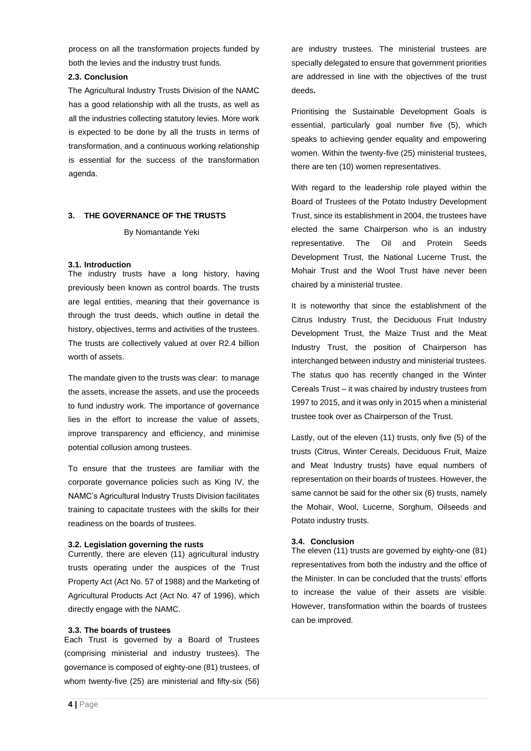process on all the transformation projects funded by both the levies and the industry trust funds.

### 2.3. Conclusion

The Agricultural Industry Trusts Division of the NAMC has a good relationship with all the trusts, as well as all the industries collecting statutory levies. More work is expected to be done by all the trusts in terms of transformation, and a continuous working relationship is essential for the success of the transformation agenda.

## 3. THE GOVERNANCE OF THE TRUSTS

By Nomantande Yeki

### 3.1. Introduction

The industry trusts have a long history, having previously been known as control boards. The trusts are legal entities, meaning that their governance is through the trust deeds, which outline in detail the history, objectives, terms and activities of the trustees. The trusts are collectively valued at over R2.4 billion worth of assets.

The mandate given to the trusts was clear: to manage the assets, increase the assets, and use the proceeds to fund industry work. The importance of governance lies in the effort to increase the value of assets, improve transparency and efficiency, and minimise potential collusion among trustees.

To ensure that the trustees are familiar with the corporate governance policies such as King IV, the NAMC's Agricultural Industry Trusts Division facilitates training to capacitate trustees with the skills for their readiness on the boards of trustees.

### 3.2. Legislation governing the rusts

Currently, there are eleven (11) agricultural industry trusts operating under the auspices of the Trust Property Act (Act No. 57 of 1988) and the Marketing of Agricultural Products Act (Act No. 47 of 1996), which directly engage with the NAMC.

### 3.3. The boards of trustees

Each Trust is governed by a Board of Trustees (comprising ministerial and industry trustees). The governance is composed of eighty-one (81) trustees, of whom twenty-five (25) are ministerial and fifty-six (56) are industry trustees. The ministerial trustees are specially delegated to ensure that government priorities are addressed in line with the objectives of the trust deeds**.**

Prioritising the Sustainable Development Goals is essential, particularly goal number five (5), which speaks to achieving gender equality and empowering women. Within the twenty-five (25) ministerial trustees, there are ten (10) women representatives.

With regard to the leadership role played within the Board of Trustees of the Potato Industry Development Trust, since its establishment in 2004, the trustees have elected the same Chairperson who is an industry representative. The Oil and Protein Seeds Development Trust, the National Lucerne Trust, the Mohair Trust and the Wool Trust have never been chaired by a ministerial trustee.

It is noteworthy that since the establishment of the Citrus Industry Trust, the Deciduous Fruit Industry Development Trust, the Maize Trust and the Meat Industry Trust, the position of Chairperson has interchanged between industry and ministerial trustees. The status quo has recently changed in the Winter Cereals Trust – it was chaired by industry trustees from 1997 to 2015, and it was only in 2015 when a ministerial trustee took over as Chairperson of the Trust.

Lastly, out of the eleven (11) trusts, only five (5) of the trusts (Citrus, Winter Cereals, Deciduous Fruit, Maize and Meat Industry trusts) have equal numbers of representation on their boards of trustees. However, the same cannot be said for the other six (6) trusts, namely the Mohair, Wool, Lucerne, Sorghum, Oilseeds and Potato industry trusts.

### 3.4. Conclusion

The eleven (11) trusts are governed by eighty-one (81) representatives from both the industry and the office of the Minister. In can be concluded that the trusts' efforts to increase the value of their assets are visible. However, transformation within the boards of trustees can be improved.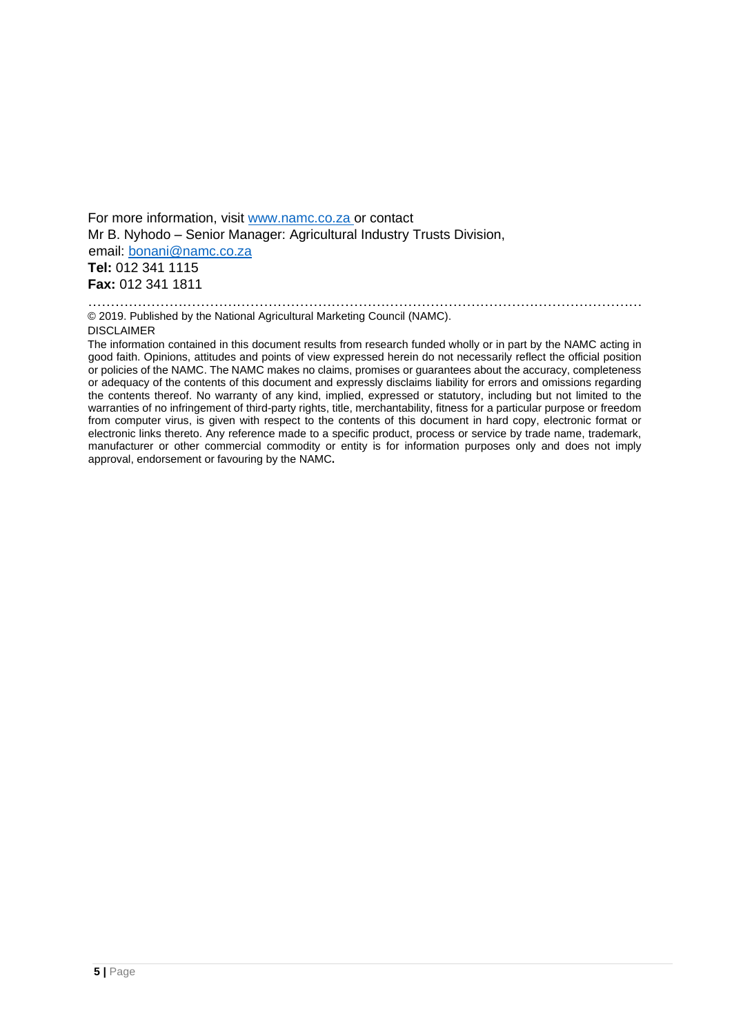For more information, visit www.namc.co.za or contact
Mr B. Nyhodo – Senior Manager: Agricultural Industry Trusts Division,
email: bonani@namc.co.za
**Tel:** 012 341 1115
**Fax:** 012 341 1811

………………………………………………………………………………………………………………

© 2019. Published by the National Agricultural Marketing Council (NAMC).

DISCLAIMER

The information contained in this document results from research funded wholly or in part by the NAMC acting in good faith. Opinions, attitudes and points of view expressed herein do not necessarily reflect the official position or policies of the NAMC. The NAMC makes no claims, promises or guarantees about the accuracy, completeness or adequacy of the contents of this document and expressly disclaims liability for errors and omissions regarding the contents thereof. No warranty of any kind, implied, expressed or statutory, including but not limited to the warranties of no infringement of third-party rights, title, merchantability, fitness for a particular purpose or freedom from computer virus, is given with respect to the contents of this document in hard copy, electronic format or electronic links thereto. Any reference made to a specific product, process or service by trade name, trademark, manufacturer or other commercial commodity or entity is for information purposes only and does not imply approval, endorsement or favouring by the NAMC**.**